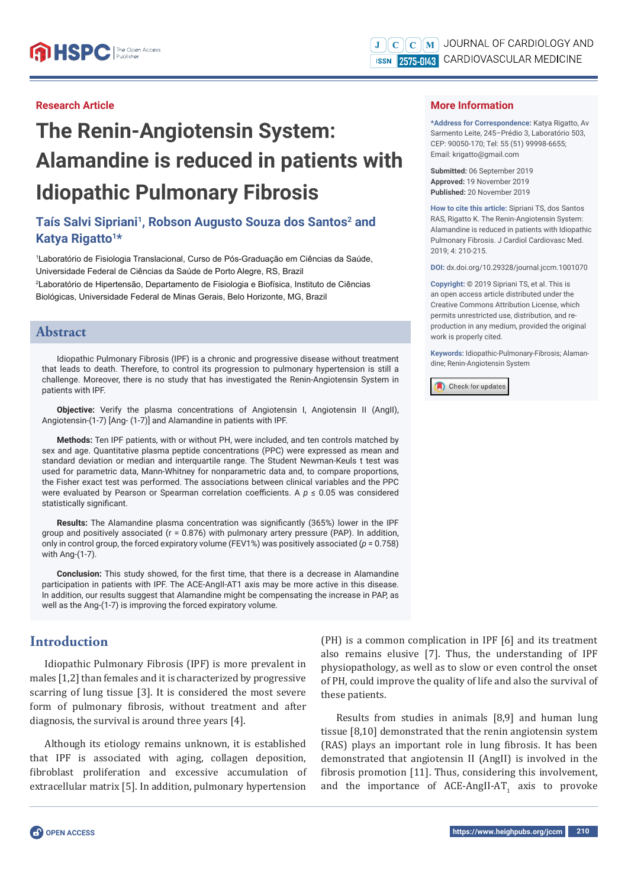Research Article

# The Renin-Angiotensin System: Alamandine is reduced in patients with Idiopathic Pulmonary Fibrosis

**Taís Salvi Sipriani[1], Robson Augusto Souza dos Santos[2] and Katya Rigatto[1]\***

[1]Laboratório de Fisiologia Translacional, Curso de Pós-Graduação em Ciências da Saúde, Universidade Federal de Ciências da Saúde de Porto Alegre, RS, Brazil

[2]Laboratório de Hipertensão, Departamento de Fisiologia e Biofísica, Instituto de Ciências Biológicas, Universidade Federal de Minas Gerais, Belo Horizonte, MG, Brazil

## More Information

**\*Address for Correspondence:** Katya Rigatto, Av Sarmento Leite, 245–Prédio 3, Laboratório 503, CEP: 90050-170; Tel: 55 (51) 99998-6655; Email: krigatto@gmail.com

**Submitted:** 06 September 2019
**Approved:** 19 November 2019
**Published:** 20 November 2019

**How to cite this article:** Sipriani TS, dos Santos RAS, Rigatto K. The Renin-Angiotensin System: Alamandine is reduced in patients with Idiopathic Pulmonary Fibrosis. J Cardiol Cardiovasc Med. 2019; 4: 210-215.

**DOI:** dx.doi.org/10.29328/journal.jccm.1001070

**Copyright:** © 2019 Sipriani TS, et al. This is an open access article distributed under the Creative Commons Attribution License, which permits unrestricted use, distribution, and re-production in any medium, provided the original work is properly cited.

**Keywords:** Idiopathic-Pulmonary-Fibrosis; Alamandine; Renin-Angiotensin System

## Abstract

Idiopathic Pulmonary Fibrosis (IPF) is a chronic and progressive disease without treatment that leads to death. Therefore, to control its progression to pulmonary hypertension is still a challenge. Moreover, there is no study that has investigated the Renin-Angiotensin System in patients with IPF.

**Objective:** Verify the plasma concentrations of Angiotensin I, Angiotensin II (AngII), Angiotensin-(1-7) [Ang- (1-7)] and Alamandine in patients with IPF.

**Methods:** Ten IPF patients, with or without PH, were included, and ten controls matched by sex and age. Quantitative plasma peptide concentrations (PPC) were expressed as mean and standard deviation or median and interquartile range. The Student Newman-Keuls t test was used for parametric data, Mann-Whitney for nonparametric data and, to compare proportions, the Fisher exact test was performed. The associations between clinical variables and the PPC were evaluated by Pearson or Spearman correlation coefficients. A $p \leq 0.05$ was considered statistically significant.

**Results:** The Alamandine plasma concentration was significantly (365%) lower in the IPF group and positively associated ($r = 0.876$) with pulmonary artery pressure (PAP). In addition, only in control group, the forced expiratory volume (FEV1%) was positively associated ($p = 0.758$) with Ang-(1-7).

**Conclusion:** This study showed, for the first time, that there is a decrease in Alamandine participation in patients with IPF. The ACE-AngII-AT1 axis may be more active in this disease. In addition, our results suggest that Alamandine might be compensating the increase in PAP, as well as the Ang-(1-7) is improving the forced expiratory volume.

## Introduction

Idiopathic Pulmonary Fibrosis (IPF) is more prevalent in males [1,2] than females and it is characterized by progressive scarring of lung tissue [3]. It is considered the most severe form of pulmonary fibrosis, without treatment and after diagnosis, the survival is around three years [4].

Although its etiology remains unknown, it is established that IPF is associated with aging, collagen deposition, fibroblast proliferation and excessive accumulation of extracellular matrix [5]. In addition, pulmonary hypertension (PH) is a common complication in IPF [6] and its treatment also remains elusive [7]. Thus, the understanding of IPF physiopathology, as well as to slow or even control the onset of PH, could improve the quality of life and also the survival of these patients.

Results from studies in animals [8,9] and human lung tissue [8,10] demonstrated that the renin angiotensin system (RAS) plays an important role in lung fibrosis. It has been demonstrated that angiotensin II (AngII) is involved in the fibrosis promotion [11]. Thus, considering this involvement, and the importance of ACE-AngII-$AT_1$ axis to provoke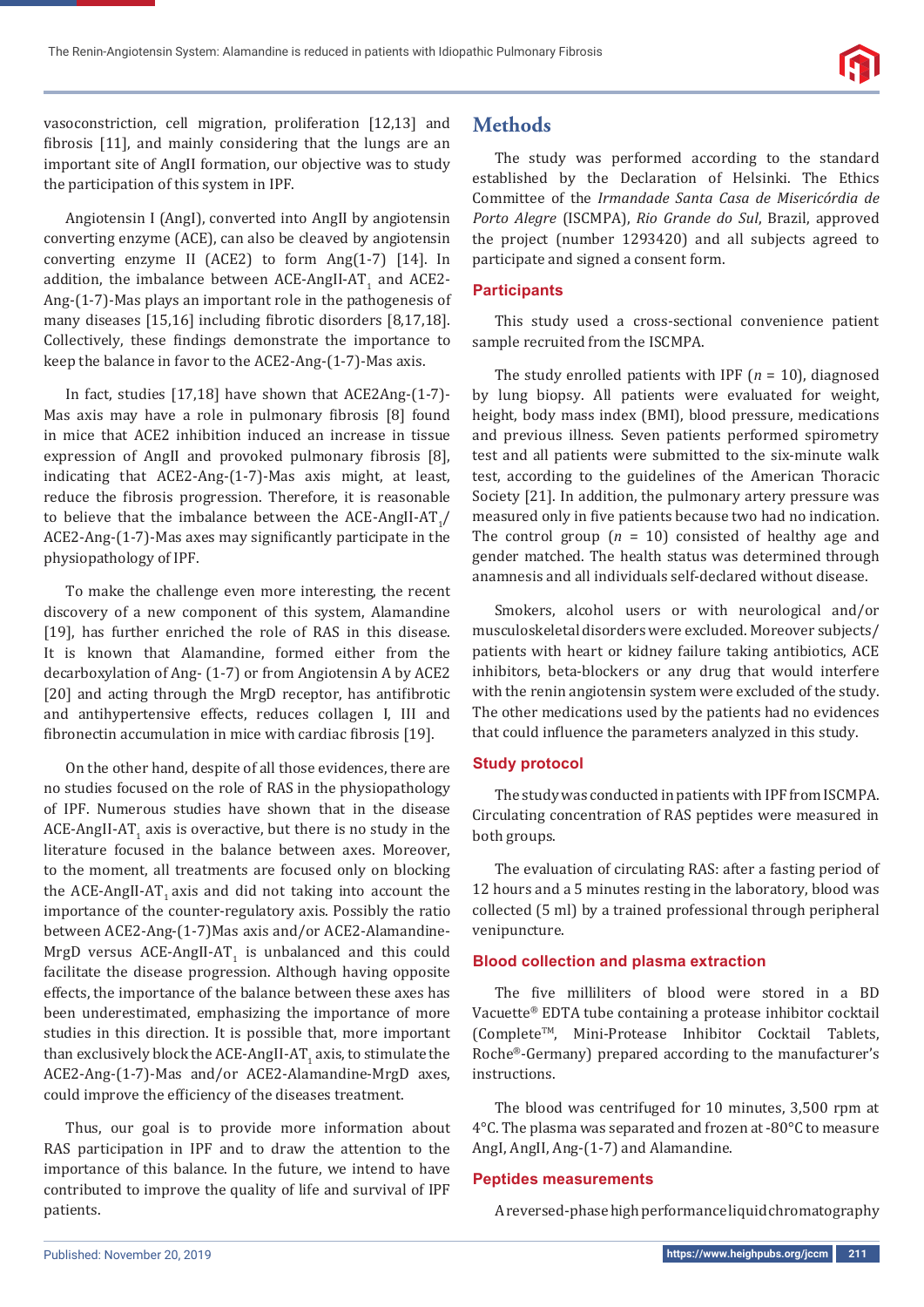vasoconstriction, cell migration, proliferation [12,13] and fibrosis [11], and mainly considering that the lungs are an important site of AngII formation, our objective was to study the participation of this system in IPF.

Angiotensin I (AngI), converted into AngII by angiotensin converting enzyme (ACE), can also be cleaved by angiotensin converting enzyme II (ACE2) to form Ang(1-7) [14]. In addition, the imbalance between ACE-AngII-$AT_1$ and ACE2-Ang-(1-7)-Mas plays an important role in the pathogenesis of many diseases [15,16] including fibrotic disorders [8,17,18]. Collectively, these findings demonstrate the importance to keep the balance in favor to the ACE2-Ang-(1-7)-Mas axis.

In fact, studies [17,18] have shown that ACE2Ang-(1-7)-Mas axis may have a role in pulmonary fibrosis [8] found in mice that ACE2 inhibition induced an increase in tissue expression of AngII and provoked pulmonary fibrosis [8], indicating that ACE2-Ang-(1-7)-Mas axis might, at least, reduce the fibrosis progression. Therefore, it is reasonable to believe that the imbalance between the ACE-AngII-$AT_1$/ ACE2-Ang-(1-7)-Mas axes may significantly participate in the physiopathology of IPF.

To make the challenge even more interesting, the recent discovery of a new component of this system, Alamandine [19], has further enriched the role of RAS in this disease. It is known that Alamandine, formed either from the decarboxylation of Ang- (1-7) or from Angiotensin A by ACE2 [20] and acting through the MrgD receptor, has antifibrotic and antihypertensive effects, reduces collagen I, III and fibronectin accumulation in mice with cardiac fibrosis [19].

On the other hand, despite of all those evidences, there are no studies focused on the role of RAS in the physiopathology of IPF. Numerous studies have shown that in the disease ACE-AngII-$AT_1$ axis is overactive, but there is no study in the literature focused in the balance between axes. Moreover, to the moment, all treatments are focused only on blocking the ACE-AngII-$AT_1$ axis and did not taking into account the importance of the counter-regulatory axis. Possibly the ratio between ACE2-Ang-(1-7)Mas axis and/or ACE2-Alamandine-MrgD versus ACE-AngII-$AT_1$ is unbalanced and this could facilitate the disease progression. Although having opposite effects, the importance of the balance between these axes has been underestimated, emphasizing the importance of more studies in this direction. It is possible that, more important than exclusively block the ACE-AngII-$AT_1$ axis, to stimulate the ACE2-Ang-(1-7)-Mas and/or ACE2-Alamandine-MrgD axes, could improve the efficiency of the diseases treatment.

Thus, our goal is to provide more information about RAS participation in IPF and to draw the attention to the importance of this balance. In the future, we intend to have contributed to improve the quality of life and survival of IPF patients.

# Methods

The study was performed according to the standard established by the Declaration of Helsinki. The Ethics Committee of the *Irmandade Santa Casa de Misericórdia de Porto Alegre* (ISCMPA), *Rio Grande do Sul*, Brazil, approved the project (number 1293420) and all subjects agreed to participate and signed a consent form.

## Participants

This study used a cross-sectional convenience patient sample recruited from the ISCMPA.

The study enrolled patients with IPF ($n$ = 10), diagnosed by lung biopsy. All patients were evaluated for weight, height, body mass index (BMI), blood pressure, medications and previous illness. Seven patients performed spirometry test and all patients were submitted to the six-minute walk test, according to the guidelines of the American Thoracic Society [21]. In addition, the pulmonary artery pressure was measured only in five patients because two had no indication. The control group ($n$ = 10) consisted of healthy age and gender matched. The health status was determined through anamnesis and all individuals self-declared without disease.

Smokers, alcohol users or with neurological and/or musculoskeletal disorders were excluded. Moreover subjects/ patients with heart or kidney failure taking antibiotics, ACE inhibitors, beta-blockers or any drug that would interfere with the renin angiotensin system were excluded of the study. The other medications used by the patients had no evidences that could influence the parameters analyzed in this study.

## Study protocol

The study was conducted in patients with IPF from ISCMPA. Circulating concentration of RAS peptides were measured in both groups.

The evaluation of circulating RAS: after a fasting period of 12 hours and a 5 minutes resting in the laboratory, blood was collected (5 ml) by a trained professional through peripheral venipuncture.

## Blood collection and plasma extraction

The five milliliters of blood were stored in a BD Vacuette® EDTA tube containing a protease inhibitor cocktail (Complete™, Mini-Protease Inhibitor Cocktail Tablets, Roche®-Germany) prepared according to the manufacturer's instructions.

The blood was centrifuged for 10 minutes, 3,500 rpm at 4°C. The plasma was separated and frozen at -80°C to measure AngI, AngII, Ang-(1-7) and Alamandine.

## Peptides measurements

A reversed-phase high performance liquid chromatography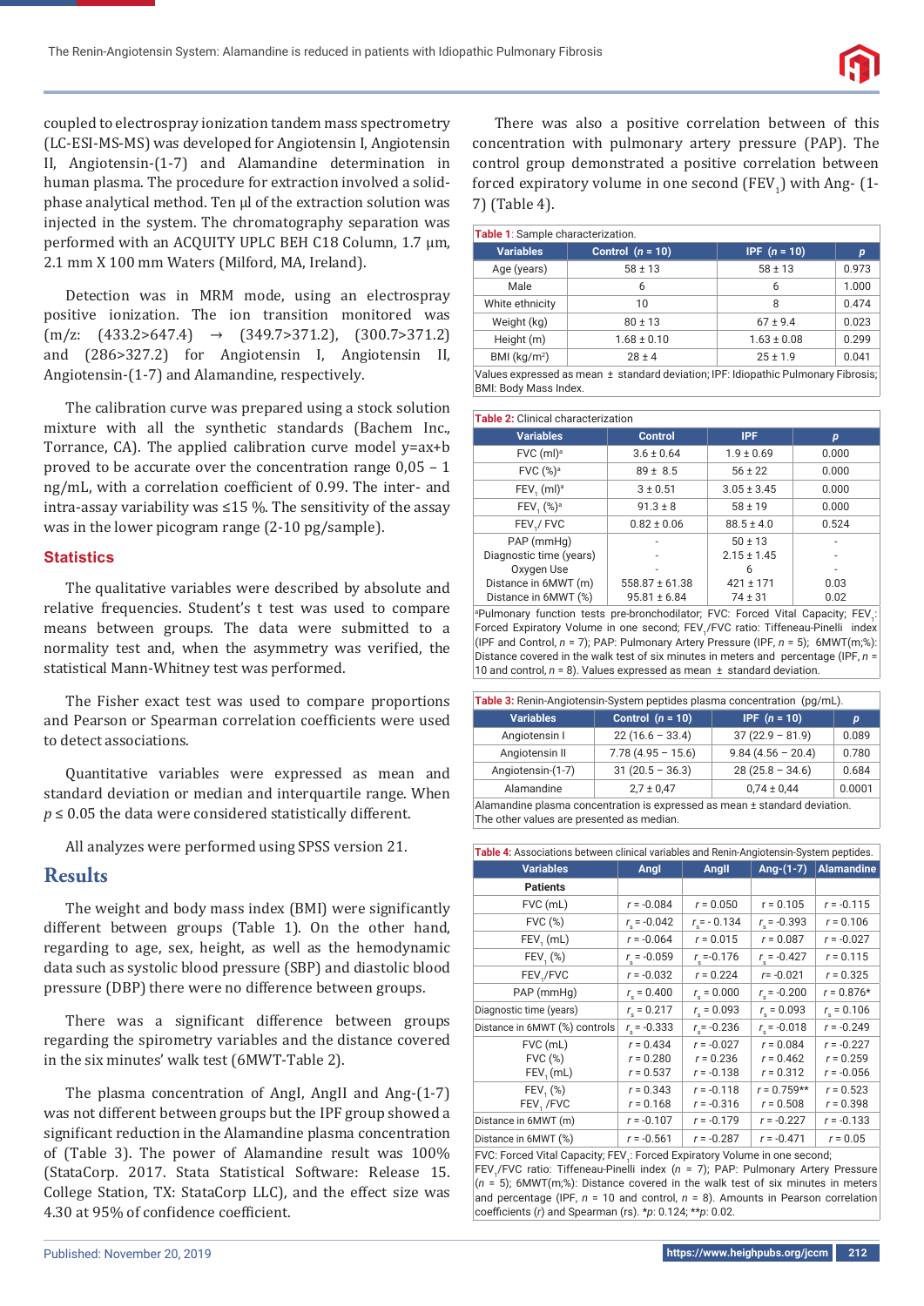coupled to electrospray ionization tandem mass spectrometry (LC-ESI-MS-MS) was developed for Angiotensin I, Angiotensin II, Angiotensin-(1-7) and Alamandine determination in human plasma. The procedure for extraction involved a solid-phase analytical method. Ten µl of the extraction solution was injected in the system. The chromatography separation was performed with an ACQUITY UPLC BEH C18 Column, 1.7 µm, 2.1 mm X 100 mm Waters (Milford, MA, Ireland).

Detection was in MRM mode, using an electrospray positive ionization. The ion transition monitored was (m/z: (433.2>647.4) → (349.7>371.2), (300.7>371.2) and (286>327.2) for Angiotensin I, Angiotensin II, Angiotensin-(1-7) and Alamandine, respectively.

The calibration curve was prepared using a stock solution mixture with all the synthetic standards (Bachem Inc., Torrance, CA). The applied calibration curve model y=ax+b proved to be accurate over the concentration range 0,05 – 1 ng/mL, with a correlation coefficient of 0.99. The inter- and intra-assay variability was ≤15 %. The sensitivity of the assay was in the lower picogram range (2-10 pg/sample).

### Statistics

The qualitative variables were described by absolute and relative frequencies. Student's t test was used to compare means between groups. The data were submitted to a normality test and, when the asymmetry was verified, the statistical Mann-Whitney test was performed.

The Fisher exact test was used to compare proportions and Pearson or Spearman correlation coefficients were used to detect associations.

Quantitative variables were expressed as mean and standard deviation or median and interquartile range. When $p \leq 0.05$ the data were considered statistically different.

All analyzes were performed using SPSS version 21.

## Results

The weight and body mass index (BMI) were significantly different between groups (Table 1). On the other hand, regarding to age, sex, height, as well as the hemodynamic data such as systolic blood pressure (SBP) and diastolic blood pressure (DBP) there were no difference between groups.

There was a significant difference between groups regarding the spirometry variables and the distance covered in the six minutes' walk test (6MWT-Table 2).

The plasma concentration of AngI, AngII and Ang-(1-7) was not different between groups but the IPF group showed a significant reduction in the Alamandine plasma concentration of (Table 3). The power of Alamandine result was 100% (StataCorp. 2017. Stata Statistical Software: Release 15. College Station, TX: StataCorp LLC), and the effect size was 4.30 at 95% of confidence coefficient.

There was also a positive correlation between of this concentration with pulmonary artery pressure (PAP). The control group demonstrated a positive correlation between forced expiratory volume in one second ($FEV_1$) with Ang- (1-7) (Table 4).

**Table 1**: Sample characterization.

| Variables | Control (*n* = 10) | IPF (*n* = 10) | *p* |
|---|---|---|---|
| Age (years) | 58 ± 13 | 58 ± 13 | 0.973 |
| Male | 6 | 6 | 1.000 |
| White ethnicity | 10 | 8 | 0.474 |
| Weight (kg) | 80 ± 13 | 67 ± 9.4 | 0.023 |
| Height (m) | 1.68 ± 0.10 | 1.63 ± 0.08 | 0.299 |
| BMI (kg/m²) | 28 ± 4 | 25 ± 1.9 | 0.041 |

Values expressed as mean ± standard deviation; IPF: Idiopathic Pulmonary Fibrosis; BMI: Body Mass Index.

**Table 2:** Clinical characterization

| Variables | Control | IPF | *p* |
|---|---|---|---|
| FVC (ml)[a] | 3.6 ± 0.64 | 1.9 ± 0.69 | 0.000 |
| FVC (%)[a] | 89 ± 8.5 | 56 ± 22 | 0.000 |
| $FEV_1$ (ml)[a] | 3 ± 0.51 | 3.05 ± 3.45 | 0.000 |
| $FEV_1$ (%)[a] | 91.3 ± 8 | 58 ± 19 | 0.000 |
| $FEV_1$/ FVC | 0.82 ± 0.06 | 88.5 ± 4.0 | 0.524 |
| PAP (mmHg) | - | 50 ± 13 | - |
| Diagnostic time (years) | - | 2.15 ± 1.45 | - |
| Oxygen Use | - | 6 | - |
| Distance in 6MWT (m) | 558.87 ± 61.38 | 421 ± 171 | 0.03 |
| Distance in 6MWT (%) | 95.81 ± 6.84 | 74 ± 31 | 0.02 |

[a]Pulmonary function tests pre-bronchodilator; FVC: Forced Vital Capacity; $FEV_1$: Forced Expiratory Volume in one second; $FEV_1$/FVC ratio: Tiffeneau-Pinelli index (IPF and Control, *n* = 7); PAP: Pulmonary Artery Pressure (IPF, *n* = 5); 6MWT(m;%): Distance covered in the walk test of six minutes in meters and percentage (IPF, *n* = 10 and control, *n* = 8). Values expressed as mean ± standard deviation.

**Table 3:** Renin-Angiotensin-System peptides plasma concentration (pg/mL).

| Variables | Control (*n* = 10) | IPF (*n* = 10) | *p* |
|---|---|---|---|
| Angiotensin I | 22 (16.6 – 33.4) | 37 (22.9 – 81.9) | 0.089 |
| Angiotensin II | 7.78 (4.95 – 15.6) | 9.84 (4.56 – 20.4) | 0.780 |
| Angiotensin-(1-7) | 31 (20.5 – 36.3) | 28 (25.8 – 34.6) | 0.684 |
| Alamandine | 2,7 ± 0,47 | 0,74 ± 0,44 | 0.0001 |

Alamandine plasma concentration is expressed as mean ± standard deviation. The other values are presented as median.

**Table 4:** Associations between clinical variables and Renin-Angiotensin-System peptides.

| Variables | AngI | AngII | Ang-(1-7) | Alamandine |
|---|---|---|---|---|
| **Patients** | | | | |
| FVC (mL) | *r* = -0.084 | *r* = 0.050 | *r* = 0.105 | *r* = -0.115 |
| FVC (%) | $r_s$ = -0.042 | $r_s$ = - 0.134 | $r_s$ = -0.393 | *r* = 0.106 |
| $FEV_1$ (mL) | *r* = -0.064 | *r* = 0.015 | *r* = 0.087 | *r* = -0.027 |
| $FEV_1$ (%) | $r_s$ = -0.059 | $r_s$ =-0.176 | $r_s$ = -0.427 | *r* = 0.115 |
| $FEV_1$/FVC | *r* = -0.032 | *r* = 0.224 | *r* = -0.021 | *r* = 0.325 |
| PAP (mmHg) | $r_s$ = 0.400 | $r_s$ = 0.000 | $r_s$ = -0.200 | *r* = 0.876* |
| Diagnostic time (years) | $r_s$ = 0.217 | $r_s$ = 0.093 | $r_s$ = 0.093 | $r_s$ = 0.106 |
| Distance in 6MWT (%) controls | $r_s$ = -0.333 | $r_s$ = -0.236 | $r_s$ = -0.018 | *r* = -0.249 |
| FVC (mL) | *r* = 0.434 | *r* = -0.027 | *r* = 0.084 | *r* = -0.227 |
| FVC (%) | *r* = 0.280 | *r* = 0.236 | *r* = 0.462 | *r* = 0.259 |
| $FEV_1$ (mL) | *r* = 0.537 | *r* = -0.138 | *r* = 0.312 | *r* = -0.056 |
| $FEV_1$ (%) | *r* = 0.343 | *r* = -0.118 | *r* = 0.759** | *r* = 0.523 |
| $FEV_1$ /FVC | *r* = 0.168 | *r* = -0.316 | *r* = 0.508 | *r* = 0.398 |
| Distance in 6MWT (m) | *r* = -0.107 | *r* = -0.179 | *r* = -0.227 | *r* = -0.133 |
| Distance in 6MWT (%) | *r* = -0.561 | *r* = -0.287 | *r* = -0.471 | *r* = 0.05 |

FVC: Forced Vital Capacity; $FEV_1$: Forced Expiratory Volume in one second; $FEV_1$/FVC ratio: Tiffeneau-Pinelli index (*n* = 7); PAP: Pulmonary Artery Pressure (*n* = 5); 6MWT(m;%): Distance covered in the walk test of six minutes in meters and percentage (IPF, *n* = 10 and control, *n* = 8). Amounts in Pearson correlation coefficients (*r*) and Spearman (rs). *p: 0.124; **p: 0.02.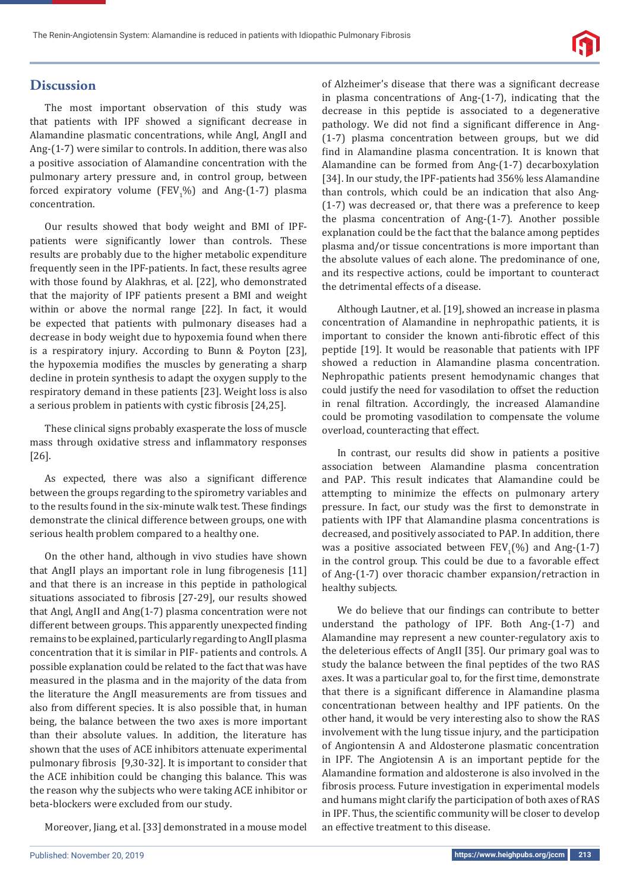## Discussion

The most important observation of this study was that patients with IPF showed a significant decrease in Alamandine plasmatic concentrations, while AngI, AngII and Ang-(1-7) were similar to controls. In addition, there was also a positive association of Alamandine concentration with the pulmonary artery pressure and, in control group, between forced expiratory volume ($FEV_1$%) and Ang-(1-7) plasma concentration.

Our results showed that body weight and BMI of IPF-patients were significantly lower than controls. These results are probably due to the higher metabolic expenditure frequently seen in the IPF-patients. In fact, these results agree with those found by Alakhras, et al. [22], who demonstrated that the majority of IPF patients present a BMI and weight within or above the normal range [22]. In fact, it would be expected that patients with pulmonary diseases had a decrease in body weight due to hypoxemia found when there is a respiratory injury. According to Bunn & Poyton [23], the hypoxemia modifies the muscles by generating a sharp decline in protein synthesis to adapt the oxygen supply to the respiratory demand in these patients [23]. Weight loss is also a serious problem in patients with cystic fibrosis [24,25].

These clinical signs probably exasperate the loss of muscle mass through oxidative stress and inflammatory responses [26].

As expected, there was also a significant difference between the groups regarding to the spirometry variables and to the results found in the six-minute walk test. These findings demonstrate the clinical difference between groups, one with serious health problem compared to a healthy one.

On the other hand, although in vivo studies have shown that AngII plays an important role in lung fibrogenesis [11] and that there is an increase in this peptide in pathological situations associated to fibrosis [27-29], our results showed that AngI, AngII and Ang(1-7) plasma concentration were not different between groups. This apparently unexpected finding remains to be explained, particularly regarding to AngII plasma concentration that it is similar in PIF- patients and controls. A possible explanation could be related to the fact that was have measured in the plasma and in the majority of the data from the literature the AngII measurements are from tissues and also from different species. It is also possible that, in human being, the balance between the two axes is more important than their absolute values. In addition, the literature has shown that the uses of ACE inhibitors attenuate experimental pulmonary fibrosis [9,30-32]. It is important to consider that the ACE inhibition could be changing this balance. This was the reason why the subjects who were taking ACE inhibitor or beta-blockers were excluded from our study.

Moreover, Jiang, et al. [33] demonstrated in a mouse model of Alzheimer's disease that there was a significant decrease in plasma concentrations of Ang-(1-7), indicating that the decrease in this peptide is associated to a degenerative pathology. We did not find a significant difference in Ang-(1-7) plasma concentration between groups, but we did find in Alamandine plasma concentration. It is known that Alamandine can be formed from Ang-(1-7) decarboxylation [34]. In our study, the IPF-patients had 356% less Alamandine than controls, which could be an indication that also Ang-(1-7) was decreased or, that there was a preference to keep the plasma concentration of Ang-(1-7). Another possible explanation could be the fact that the balance among peptides plasma and/or tissue concentrations is more important than the absolute values of each alone. The predominance of one, and its respective actions, could be important to counteract the detrimental effects of a disease.

Although Lautner, et al. [19], showed an increase in plasma concentration of Alamandine in nephropathic patients, it is important to consider the known anti-fibrotic effect of this peptide [19]. It would be reasonable that patients with IPF showed a reduction in Alamandine plasma concentration. Nephropathic patients present hemodynamic changes that could justify the need for vasodilation to offset the reduction in renal filtration. Accordingly, the increased Alamandine could be promoting vasodilation to compensate the volume overload, counteracting that effect.

In contrast, our results did show in patients a positive association between Alamandine plasma concentration and PAP. This result indicates that Alamandine could be attempting to minimize the effects on pulmonary artery pressure. In fact, our study was the first to demonstrate in patients with IPF that Alamandine plasma concentrations is decreased, and positively associated to PAP. In addition, there was a positive associated between $FEV_1$(%) and Ang-(1-7) in the control group. This could be due to a favorable effect of Ang-(1-7) over thoracic chamber expansion/retraction in healthy subjects.

We do believe that our findings can contribute to better understand the pathology of IPF. Both Ang-(1-7) and Alamandine may represent a new counter-regulatory axis to the deleterious effects of AngII [35]. Our primary goal was to study the balance between the final peptides of the two RAS axes. It was a particular goal to, for the first time, demonstrate that there is a significant difference in Alamandine plasma concentrationan between healthy and IPF patients. On the other hand, it would be very interesting also to show the RAS involvement with the lung tissue injury, and the participation of Angiontensin A and Aldosterone plasmatic concentration in IPF. The Angiotensin A is an important peptide for the Alamandine formation and aldosterone is also involved in the fibrosis process. Future investigation in experimental models and humans might clarify the participation of both axes of RAS in IPF. Thus, the scientific community will be closer to develop an effective treatment to this disease.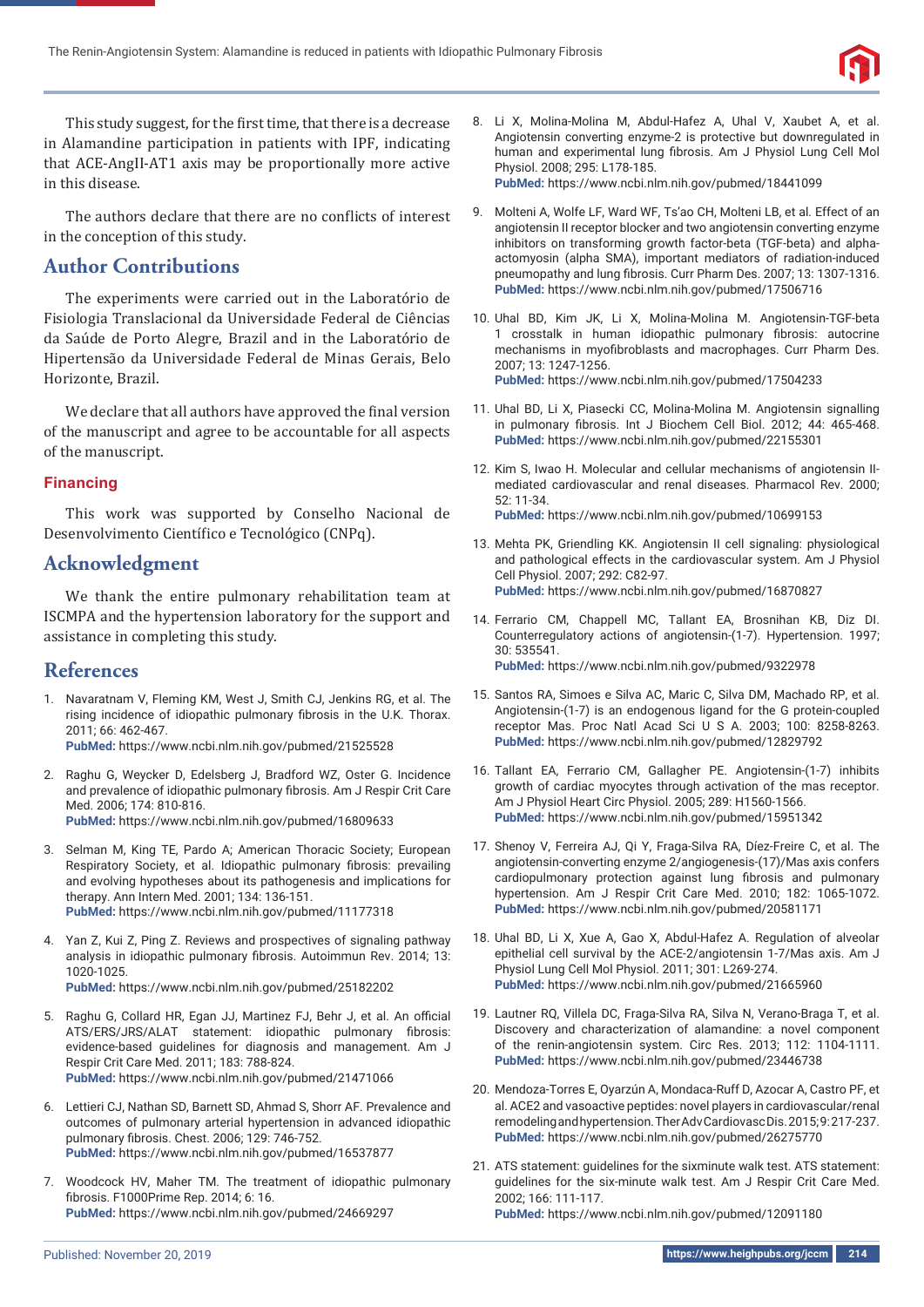This study suggest, for the first time, that there is a decrease in Alamandine participation in patients with IPF, indicating that ACE-AngII-AT1 axis may be proportionally more active in this disease.

The authors declare that there are no conflicts of interest in the conception of this study.

## Author Contributions

The experiments were carried out in the Laboratório de Fisiologia Translacional da Universidade Federal de Ciências da Saúde de Porto Alegre, Brazil and in the Laboratório de Hipertensão da Universidade Federal de Minas Gerais, Belo Horizonte, Brazil.

We declare that all authors have approved the final version of the manuscript and agree to be accountable for all aspects of the manuscript.

### Financing

This work was supported by Conselho Nacional de Desenvolvimento Científico e Tecnológico (CNPq).

## Acknowledgment

We thank the entire pulmonary rehabilitation team at ISCMPA and the hypertension laboratory for the support and assistance in completing this study.

## References

1. Navaratnam V, Fleming KM, West J, Smith CJ, Jenkins RG, et al. The rising incidence of idiopathic pulmonary fibrosis in the U.K. Thorax. 2011; 66: 462-467. **PubMed:** https://www.ncbi.nlm.nih.gov/pubmed/21525528
2. Raghu G, Weycker D, Edelsberg J, Bradford WZ, Oster G. Incidence and prevalence of idiopathic pulmonary fibrosis. Am J Respir Crit Care Med. 2006; 174: 810-816. **PubMed:** https://www.ncbi.nlm.nih.gov/pubmed/16809633
3. Selman M, King TE, Pardo A; American Thoracic Society; European Respiratory Society, et al. Idiopathic pulmonary fibrosis: prevailing and evolving hypotheses about its pathogenesis and implications for therapy. Ann Intern Med. 2001; 134: 136-151. **PubMed:** https://www.ncbi.nlm.nih.gov/pubmed/11177318
4. Yan Z, Kui Z, Ping Z. Reviews and prospectives of signaling pathway analysis in idiopathic pulmonary fibrosis. Autoimmun Rev. 2014; 13: 1020-1025. **PubMed:** https://www.ncbi.nlm.nih.gov/pubmed/25182202
5. Raghu G, Collard HR, Egan JJ, Martinez FJ, Behr J, et al. An official ATS/ERS/JRS/ALAT statement: idiopathic pulmonary fibrosis: evidence-based guidelines for diagnosis and management. Am J Respir Crit Care Med. 2011; 183: 788-824. **PubMed:** https://www.ncbi.nlm.nih.gov/pubmed/21471066
6. Lettieri CJ, Nathan SD, Barnett SD, Ahmad S, Shorr AF. Prevalence and outcomes of pulmonary arterial hypertension in advanced idiopathic pulmonary fibrosis. Chest. 2006; 129: 746-752. **PubMed:** https://www.ncbi.nlm.nih.gov/pubmed/16537877
7. Woodcock HV, Maher TM. The treatment of idiopathic pulmonary fibrosis. F1000Prime Rep. 2014; 6: 16. **PubMed:** https://www.ncbi.nlm.nih.gov/pubmed/24669297
8. Li X, Molina-Molina M, Abdul-Hafez A, Uhal V, Xaubet A, et al. Angiotensin converting enzyme-2 is protective but downregulated in human and experimental lung fibrosis. Am J Physiol Lung Cell Mol Physiol. 2008; 295: L178-185. **PubMed:** https://www.ncbi.nlm.nih.gov/pubmed/18441099
9. Molteni A, Wolfe LF, Ward WF, Ts'ao CH, Molteni LB, et al. Effect of an angiotensin II receptor blocker and two angiotensin converting enzyme inhibitors on transforming growth factor-beta (TGF-beta) and alpha-actomyosin (alpha SMA), important mediators of radiation-induced pneumopathy and lung fibrosis. Curr Pharm Des. 2007; 13: 1307-1316. **PubMed:** https://www.ncbi.nlm.nih.gov/pubmed/17506716
10. Uhal BD, Kim JK, Li X, Molina-Molina M. Angiotensin-TGF-beta 1 crosstalk in human idiopathic pulmonary fibrosis: autocrine mechanisms in myofibroblasts and macrophages. Curr Pharm Des. 2007; 13: 1247-1256. **PubMed:** https://www.ncbi.nlm.nih.gov/pubmed/17504233
11. Uhal BD, Li X, Piasecki CC, Molina-Molina M. Angiotensin signalling in pulmonary fibrosis. Int J Biochem Cell Biol. 2012; 44: 465-468. **PubMed:** https://www.ncbi.nlm.nih.gov/pubmed/22155301
12. Kim S, Iwao H. Molecular and cellular mechanisms of angiotensin II-mediated cardiovascular and renal diseases. Pharmacol Rev. 2000; 52: 11-34. **PubMed:** https://www.ncbi.nlm.nih.gov/pubmed/10699153
13. Mehta PK, Griendling KK. Angiotensin II cell signaling: physiological and pathological effects in the cardiovascular system. Am J Physiol Cell Physiol. 2007; 292: C82-97. **PubMed:** https://www.ncbi.nlm.nih.gov/pubmed/16870827
14. Ferrario CM, Chappell MC, Tallant EA, Brosnihan KB, Diz DI. Counterregulatory actions of angiotensin-(1-7). Hypertension. 1997; 30: 535541. **PubMed:** https://www.ncbi.nlm.nih.gov/pubmed/9322978
15. Santos RA, Simoes e Silva AC, Maric C, Silva DM, Machado RP, et al. Angiotensin-(1-7) is an endogenous ligand for the G protein-coupled receptor Mas. Proc Natl Acad Sci U S A. 2003; 100: 8258-8263. **PubMed:** https://www.ncbi.nlm.nih.gov/pubmed/12829792
16. Tallant EA, Ferrario CM, Gallagher PE. Angiotensin-(1-7) inhibits growth of cardiac myocytes through activation of the mas receptor. Am J Physiol Heart Circ Physiol. 2005; 289: H1560-1566. **PubMed:** https://www.ncbi.nlm.nih.gov/pubmed/15951342
17. Shenoy V, Ferreira AJ, Qi Y, Fraga-Silva RA, Díez-Freire C, et al. The angiotensin-converting enzyme 2/angiogenesis-(17)/Mas axis confers cardiopulmonary protection against lung fibrosis and pulmonary hypertension. Am J Respir Crit Care Med. 2010; 182: 1065-1072. **PubMed:** https://www.ncbi.nlm.nih.gov/pubmed/20581171
18. Uhal BD, Li X, Xue A, Gao X, Abdul-Hafez A. Regulation of alveolar epithelial cell survival by the ACE-2/angiotensin 1-7/Mas axis. Am J Physiol Lung Cell Mol Physiol. 2011; 301: L269-274. **PubMed:** https://www.ncbi.nlm.nih.gov/pubmed/21665960
19. Lautner RQ, Villela DC, Fraga-Silva RA, Silva N, Verano-Braga T, et al. Discovery and characterization of alamandine: a novel component of the renin-angiotensin system. Circ Res. 2013; 112: 1104-1111. **PubMed:** https://www.ncbi.nlm.nih.gov/pubmed/23446738
20. Mendoza-Torres E, Oyarzún A, Mondaca-Ruff D, Azocar A, Castro PF, et al. ACE2 and vasoactive peptides: novel players in cardiovascular/renal remodeling and hypertension. Ther Adv Cardiovasc Dis. 2015; 9: 217-237. **PubMed:** https://www.ncbi.nlm.nih.gov/pubmed/26275770
21. ATS statement: guidelines for the sixminute walk test. ATS statement: guidelines for the six-minute walk test. Am J Respir Crit Care Med. 2002; 166: 111-117. **PubMed:** https://www.ncbi.nlm.nih.gov/pubmed/12091180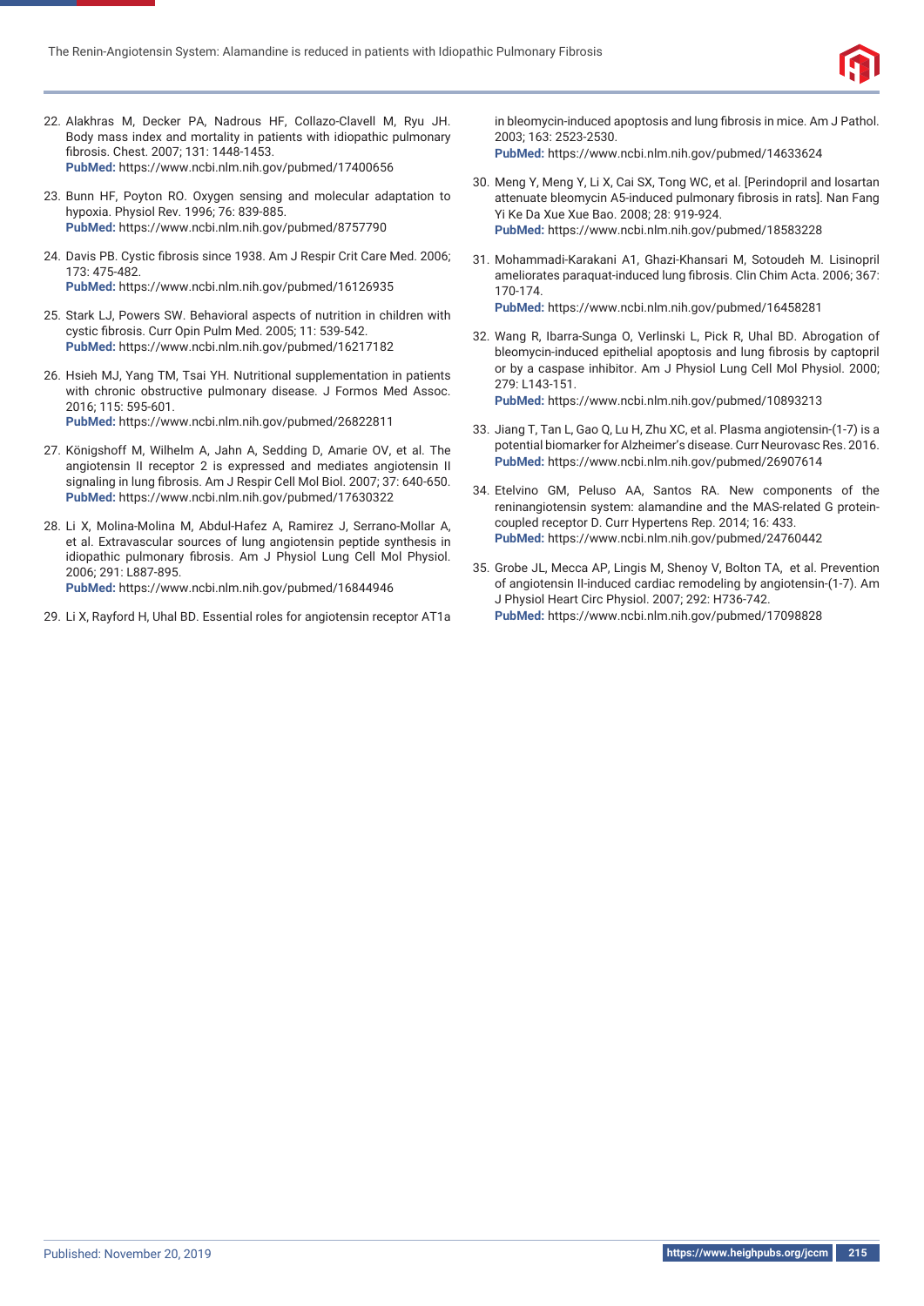22. Alakhras M, Decker PA, Nadrous HF, Collazo-Clavell M, Ryu JH. Body mass index and mortality in patients with idiopathic pulmonary fibrosis. Chest. 2007; 131: 1448-1453.
**PubMed:** https://www.ncbi.nlm.nih.gov/pubmed/17400656

23. Bunn HF, Poyton RO. Oxygen sensing and molecular adaptation to hypoxia. Physiol Rev. 1996; 76: 839-885.
**PubMed:** https://www.ncbi.nlm.nih.gov/pubmed/8757790

24. Davis PB. Cystic fibrosis since 1938. Am J Respir Crit Care Med. 2006; 173: 475-482.
**PubMed:** https://www.ncbi.nlm.nih.gov/pubmed/16126935

25. Stark LJ, Powers SW. Behavioral aspects of nutrition in children with cystic fibrosis. Curr Opin Pulm Med. 2005; 11: 539-542.
**PubMed:** https://www.ncbi.nlm.nih.gov/pubmed/16217182

26. Hsieh MJ, Yang TM, Tsai YH. Nutritional supplementation in patients with chronic obstructive pulmonary disease. J Formos Med Assoc. 2016; 115: 595-601.
**PubMed:** https://www.ncbi.nlm.nih.gov/pubmed/26822811

27. Königshoff M, Wilhelm A, Jahn A, Sedding D, Amarie OV, et al. The angiotensin II receptor 2 is expressed and mediates angiotensin II signaling in lung fibrosis. Am J Respir Cell Mol Biol. 2007; 37: 640-650.
**PubMed:** https://www.ncbi.nlm.nih.gov/pubmed/17630322

28. Li X, Molina-Molina M, Abdul-Hafez A, Ramirez J, Serrano-Mollar A, et al. Extravascular sources of lung angiotensin peptide synthesis in idiopathic pulmonary fibrosis. Am J Physiol Lung Cell Mol Physiol. 2006; 291: L887-895.
**PubMed:** https://www.ncbi.nlm.nih.gov/pubmed/16844946

29. Li X, Rayford H, Uhal BD. Essential roles for angiotensin receptor AT1a in bleomycin-induced apoptosis and lung fibrosis in mice. Am J Pathol. 2003; 163: 2523-2530.
**PubMed:** https://www.ncbi.nlm.nih.gov/pubmed/14633624

30. Meng Y, Meng Y, Li X, Cai SX, Tong WC, et al. [Perindopril and losartan attenuate bleomycin A5-induced pulmonary fibrosis in rats]. Nan Fang Yi Ke Da Xue Xue Bao. 2008; 28: 919-924.
**PubMed:** https://www.ncbi.nlm.nih.gov/pubmed/18583228

31. Mohammadi-Karakani A1, Ghazi-Khansari M, Sotoudeh M. Lisinopril ameliorates paraquat-induced lung fibrosis. Clin Chim Acta. 2006; 367: 170-174.
**PubMed:** https://www.ncbi.nlm.nih.gov/pubmed/16458281

32. Wang R, Ibarra-Sunga O, Verlinski L, Pick R, Uhal BD. Abrogation of bleomycin-induced epithelial apoptosis and lung fibrosis by captopril or by a caspase inhibitor. Am J Physiol Lung Cell Mol Physiol. 2000; 279: L143-151.
**PubMed:** https://www.ncbi.nlm.nih.gov/pubmed/10893213

33. Jiang T, Tan L, Gao Q, Lu H, Zhu XC, et al. Plasma angiotensin-(1-7) is a potential biomarker for Alzheimer's disease. Curr Neurovasc Res. 2016.
**PubMed:** https://www.ncbi.nlm.nih.gov/pubmed/26907614

34. Etelvino GM, Peluso AA, Santos RA. New components of the reninangiotensin system: alamandine and the MAS-related G protein-coupled receptor D. Curr Hypertens Rep. 2014; 16: 433.
**PubMed:** https://www.ncbi.nlm.nih.gov/pubmed/24760442

35. Grobe JL, Mecca AP, Lingis M, Shenoy V, Bolton TA, et al. Prevention of angiotensin II-induced cardiac remodeling by angiotensin-(1-7). Am J Physiol Heart Circ Physiol. 2007; 292: H736-742.
**PubMed:** https://www.ncbi.nlm.nih.gov/pubmed/17098828